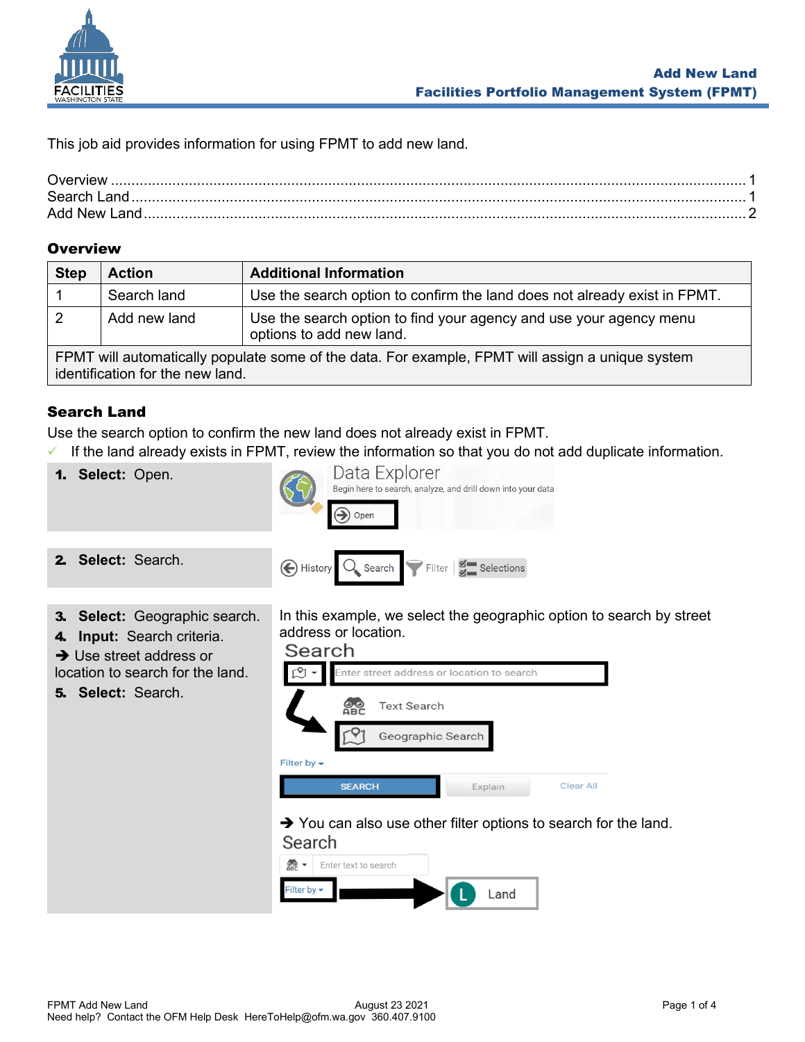# Add New Land
## Facilities Portfolio Management System (FPMT)

This job aid provides information for using FPMT to add new land.

Overview ........ 1
Search Land ........ 1
Add New Land ........ 2

## Overview

| Step | Action | Additional Information |
|---|---|---|
| 1 | Search land | Use the search option to confirm the land does not already exist in FPMT. |
| 2 | Add new land | Use the search option to find your agency and use your agency menu options to add new land. |
| FPMT will automatically populate some of the data. For example, FPMT will assign a unique system identification for the new land. | | |

## Search Land

Use the search option to confirm the new land does not already exist in FPMT.

✓ If the land already exists in FPMT, review the information so that you do not add duplicate information.

| | |
|---|---|
| **1. Select:** Open. | Data Explorer — Begin here to search, analyze, and drill down into your data — Open |
| **2. Select:** Search. | History · Search · Filter · Selections |
| **3. Select:** Geographic search.<br>**4. Input:** Search criteria.<br>➔ Use street address or location to search for the land.<br>**5. Select:** Search. | In this example, we select the geographic option to search by street address or location.<br>Search — Enter street address or location to search — Text Search — Geographic Search — Filter by — SEARCH — Explain — Clear All<br>➔ You can also use other filter options to search for the land.<br>Search — Enter text to search — Filter by → Land |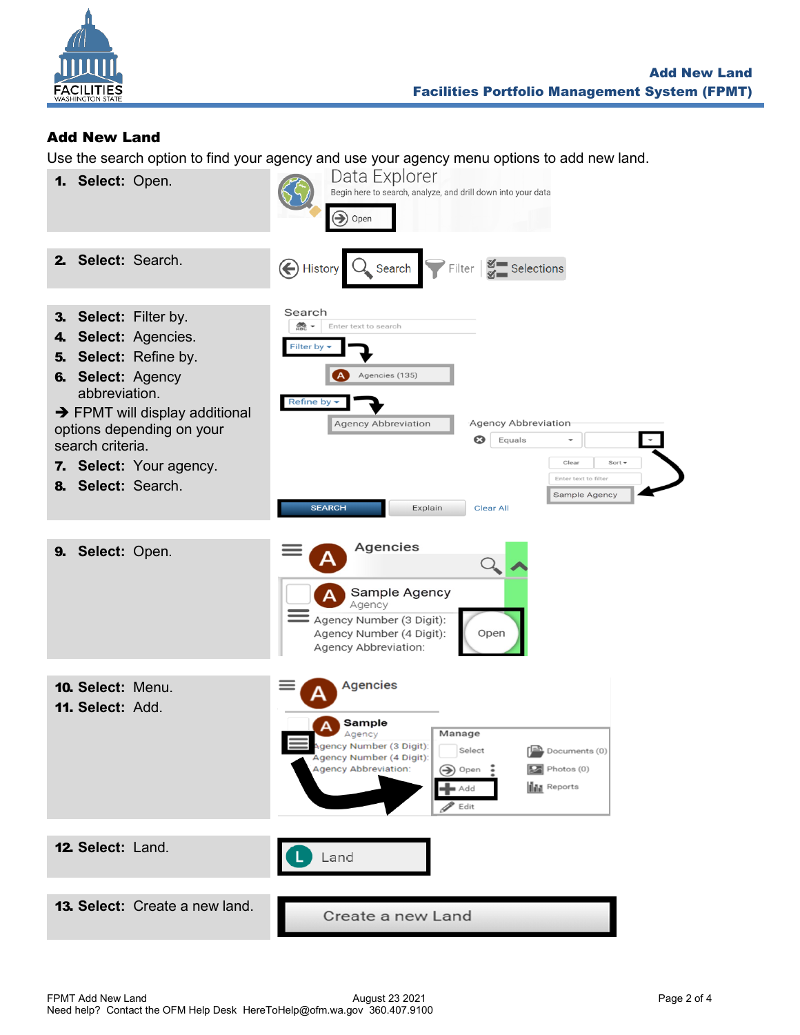## Add New Land

Use the search option to find your agency and use your agency menu options to add new land.

1. **Select:** Open.
2. **Select:** Search.
3. **Select:** Filter by.
4. **Select:** Agencies.
5. **Select:** Refine by.
6. **Select:** Agency abbreviation.

➔ FPMT will display additional options depending on your search criteria.

7. **Select:** Your agency.
8. **Select:** Search.
9. **Select:** Open.
10. **Select:** Menu.
11. **Select:** Add.
12. **Select:** Land.
13. **Select:** Create a new land.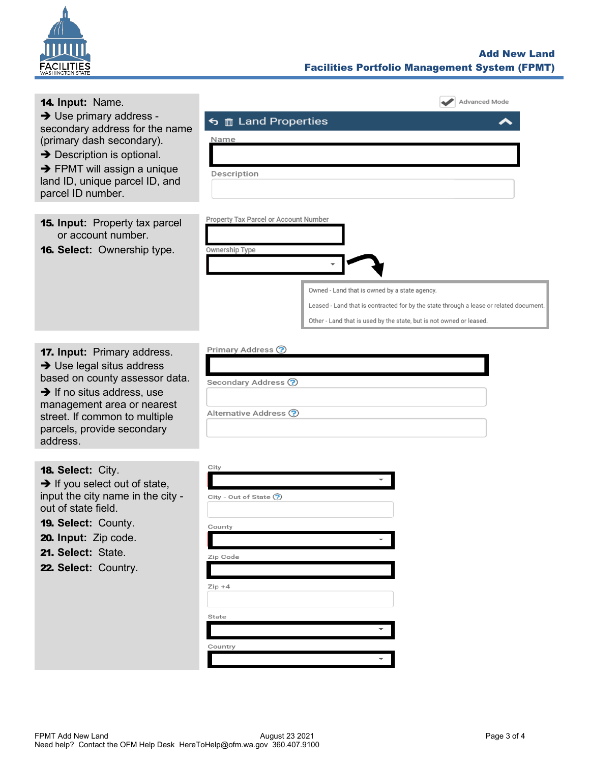**14. Input:** Name.

➔ Use primary address - secondary address for the name (primary dash secondary).

➔ Description is optional.

➔ FPMT will assign a unique land ID, unique parcel ID, and parcel ID number.

Advanced Mode

Land Properties

Name

Description

**15. Input:** Property tax parcel or account number.

**16. Select:** Ownership type.

Property Tax Parcel or Account Number

Ownership Type

- Owned - Land that is owned by a state agency.
- Leased - Land that is contracted for by the state through a lease or related document.
- Other - Land that is used by the state, but is not owned or leased.

**17. Input:** Primary address.

➔ Use legal situs address based on county assessor data.

➔ If no situs address, use management area or nearest street. If common to multiple parcels, provide secondary address.

Primary Address

Secondary Address

Alternative Address

**18. Select:** City.

➔ If you select out of state, input the city name in the city - out of state field.

**19. Select:** County.

**20. Input:** Zip code.

**21. Select:** State.

**22. Select:** Country.

City

City - Out of State

County

Zip Code

Zip +4

State

Country

FPMT Add New Land August 23 2021

Need help? Contact the OFM Help Desk HereToHelp@ofm.wa.gov 360.407.9100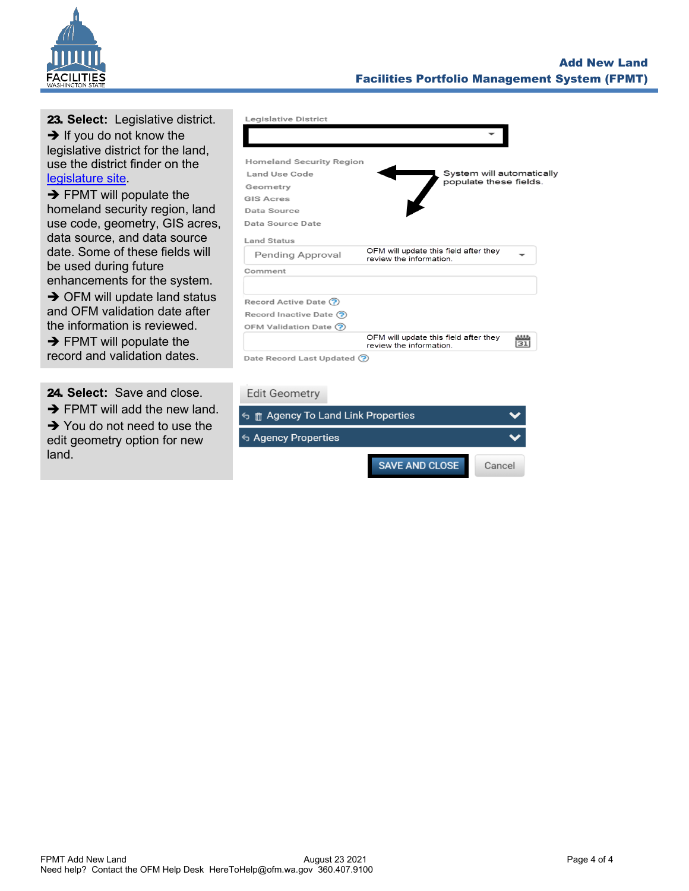**23. Select:** Legislative district.

➔ If you do not know the legislative district for the land, use the district finder on the legislature site.

➔ FPMT will populate the homeland security region, land use code, geometry, GIS acres, data source, and data source date. Some of these fields will be used during future enhancements for the system.

➔ OFM will update land status and OFM validation date after the information is reviewed.

➔ FPMT will populate the record and validation dates.

Legislative District

Homeland Security Region
Land Use Code
Geometry
GIS Acres
Data Source
Data Source Date

System will automatically populate these fields.

Land Status
Pending Approval — OFM will update this field after they review the information.
Comment

Record Active Date
Record Inactive Date
OFM Validation Date
OFM will update this field after they review the information.
Date Record Last Updated

**24. Select:** Save and close.

➔ FPMT will add the new land.

➔ You do not need to use the edit geometry option for new land.

Edit Geometry
Agency To Land Link Properties
Agency Properties
SAVE AND CLOSE
Cancel

FPMT Add New Land — August 23 2021

Need help? Contact the OFM Help Desk HereToHelp@ofm.wa.gov 360.407.9100